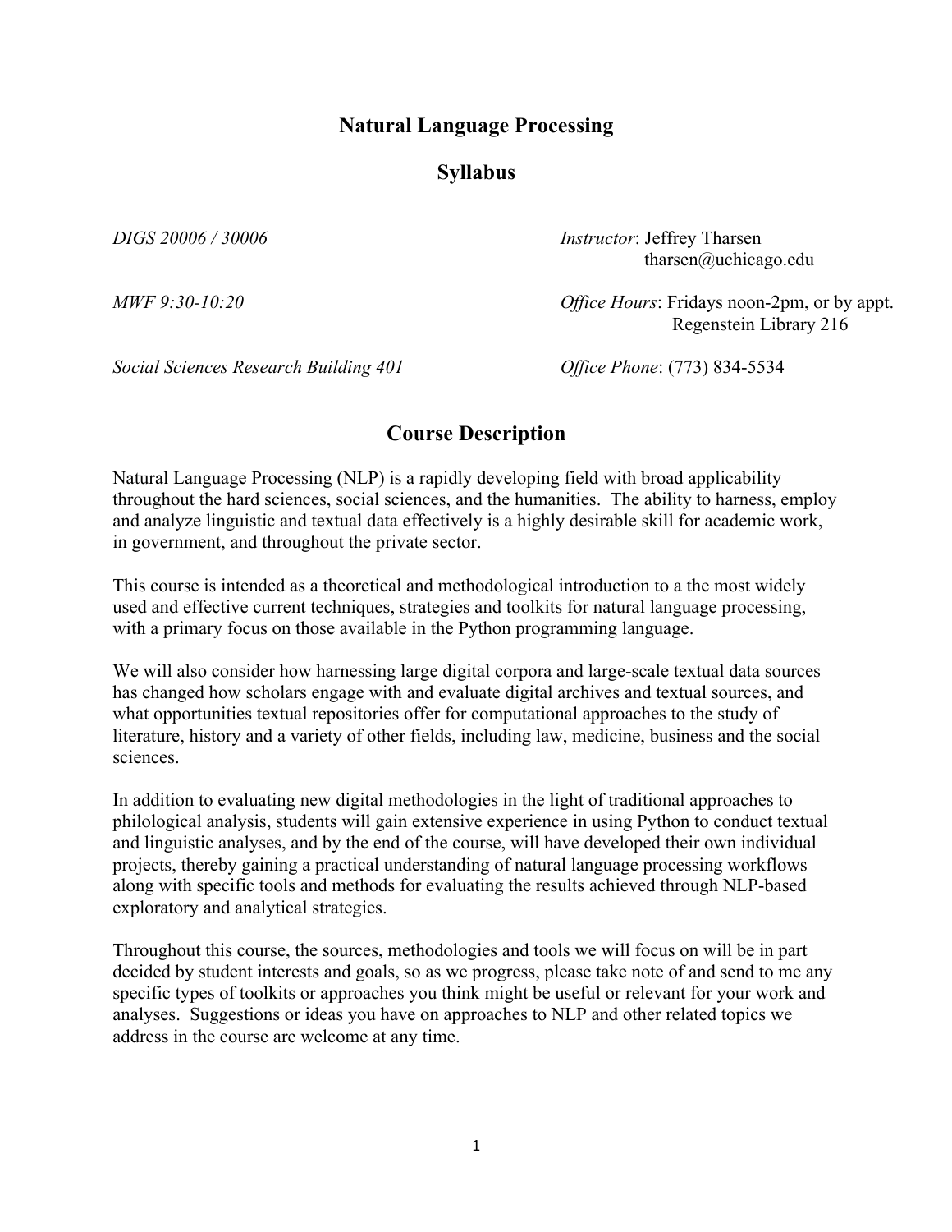# Natural Language Processing

# Syllabus

*DIGS 20006 / 30006*

*Instructor*: Jeffrey Tharsen
tharsen@uchicago.edu

*MWF 9:30-10:20*

*Office Hours*: Fridays noon-2pm, or by appt.
Regenstein Library 216

*Social Sciences Research Building 401*

*Office Phone*: (773) 834-5534

## Course Description

Natural Language Processing (NLP) is a rapidly developing field with broad applicability throughout the hard sciences, social sciences, and the humanities. The ability to harness, employ and analyze linguistic and textual data effectively is a highly desirable skill for academic work, in government, and throughout the private sector.

This course is intended as a theoretical and methodological introduction to a the most widely used and effective current techniques, strategies and toolkits for natural language processing, with a primary focus on those available in the Python programming language.

We will also consider how harnessing large digital corpora and large-scale textual data sources has changed how scholars engage with and evaluate digital archives and textual sources, and what opportunities textual repositories offer for computational approaches to the study of literature, history and a variety of other fields, including law, medicine, business and the social sciences.

In addition to evaluating new digital methodologies in the light of traditional approaches to philological analysis, students will gain extensive experience in using Python to conduct textual and linguistic analyses, and by the end of the course, will have developed their own individual projects, thereby gaining a practical understanding of natural language processing workflows along with specific tools and methods for evaluating the results achieved through NLP-based exploratory and analytical strategies.

Throughout this course, the sources, methodologies and tools we will focus on will be in part decided by student interests and goals, so as we progress, please take note of and send to me any specific types of toolkits or approaches you think might be useful or relevant for your work and analyses. Suggestions or ideas you have on approaches to NLP and other related topics we address in the course are welcome at any time.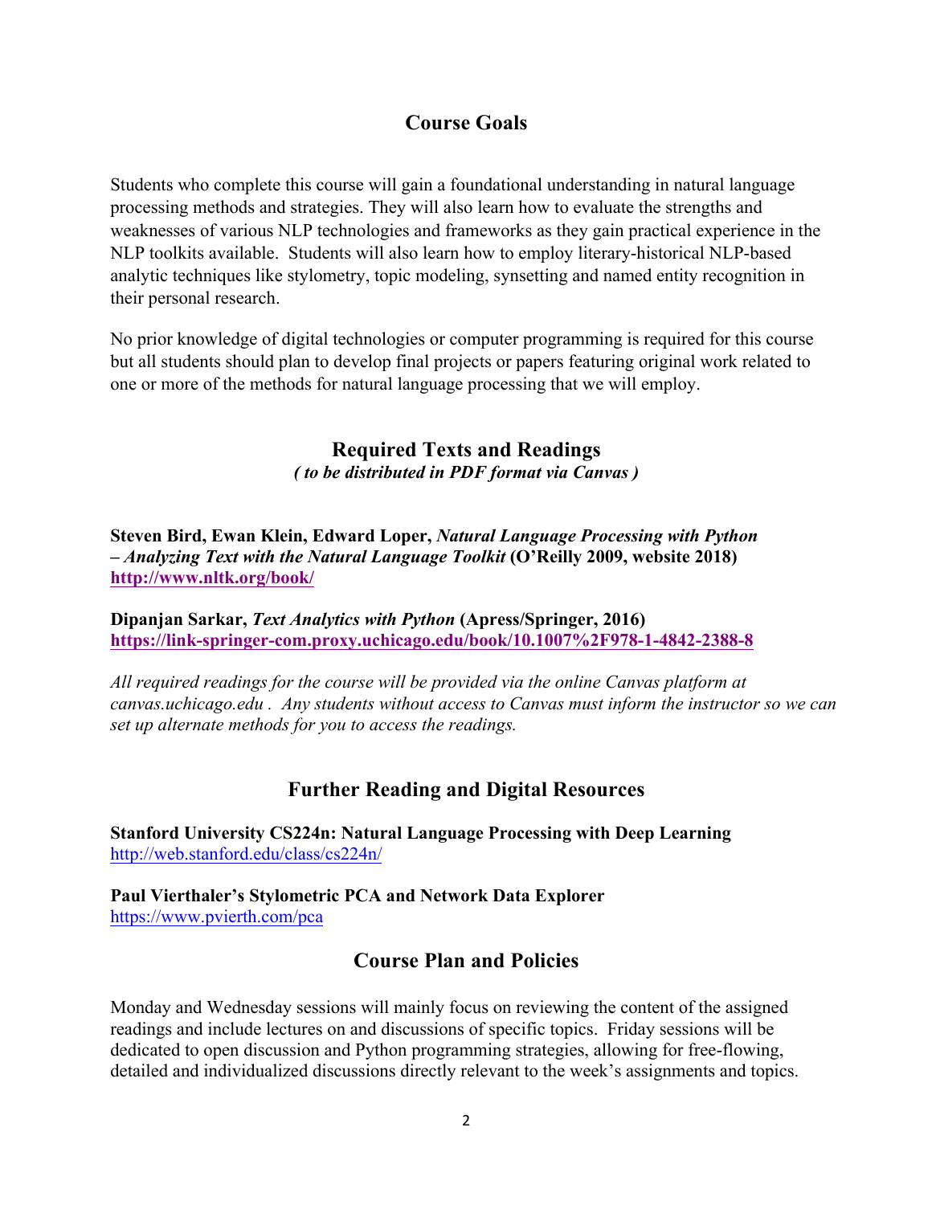## Course Goals

Students who complete this course will gain a foundational understanding in natural language processing methods and strategies. They will also learn how to evaluate the strengths and weaknesses of various NLP technologies and frameworks as they gain practical experience in the NLP toolkits available. Students will also learn how to employ literary-historical NLP-based analytic techniques like stylometry, topic modeling, synsetting and named entity recognition in their personal research.

No prior knowledge of digital technologies or computer programming is required for this course but all students should plan to develop final projects or papers featuring original work related to one or more of the methods for natural language processing that we will employ.

## Required Texts and Readings

***( to be distributed in PDF format via Canvas )***

**Steven Bird, Ewan Klein, Edward Loper, *Natural Language Processing with Python – Analyzing Text with the Natural Language Toolkit* (O'Reilly 2009, website 2018)**
**http://www.nltk.org/book/**

**Dipanjan Sarkar, *Text Analytics with Python* (Apress/Springer, 2016)**
**https://link-springer-com.proxy.uchicago.edu/book/10.1007%2F978-1-4842-2388-8**

*All required readings for the course will be provided via the online Canvas platform at canvas.uchicago.edu . Any students without access to Canvas must inform the instructor so we can set up alternate methods for you to access the readings.*

## Further Reading and Digital Resources

**Stanford University CS224n: Natural Language Processing with Deep Learning**
http://web.stanford.edu/class/cs224n/

**Paul Vierthaler's Stylometric PCA and Network Data Explorer**
https://www.pvierth.com/pca

## Course Plan and Policies

Monday and Wednesday sessions will mainly focus on reviewing the content of the assigned readings and include lectures on and discussions of specific topics. Friday sessions will be dedicated to open discussion and Python programming strategies, allowing for free-flowing, detailed and individualized discussions directly relevant to the week's assignments and topics.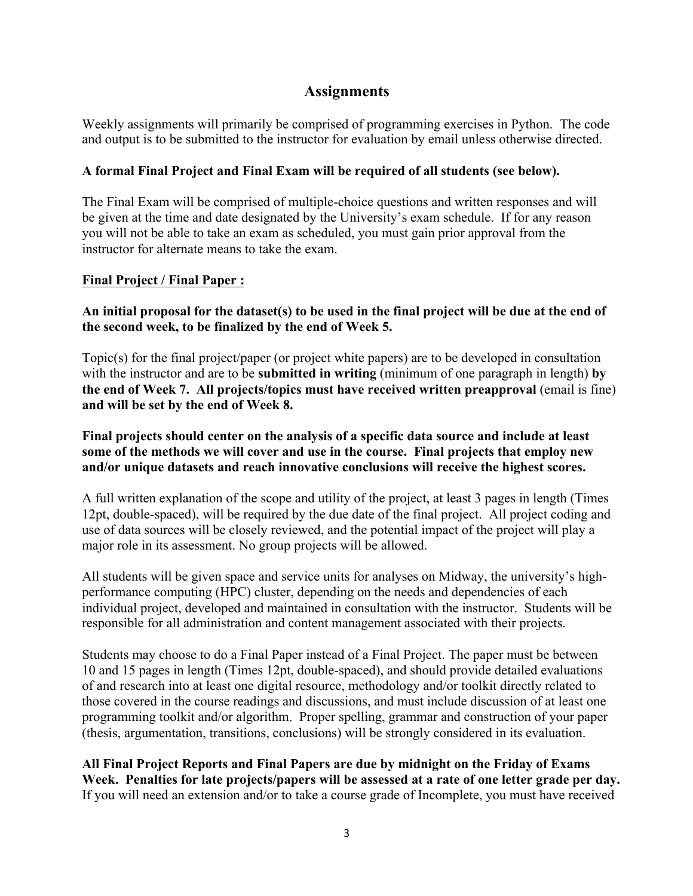## Assignments

Weekly assignments will primarily be comprised of programming exercises in Python. The code and output is to be submitted to the instructor for evaluation by email unless otherwise directed.

**A formal Final Project and Final Exam will be required of all students (see below).**

The Final Exam will be comprised of multiple-choice questions and written responses and will be given at the time and date designated by the University's exam schedule. If for any reason you will not be able to take an exam as scheduled, you must gain prior approval from the instructor for alternate means to take the exam.

**<u>Final Project / Final Paper :</u>**

**An initial proposal for the dataset(s) to be used in the final project will be due at the end of the second week, to be finalized by the end of Week 5.**

Topic(s) for the final project/paper (or project white papers) are to be developed in consultation with the instructor and are to be **submitted in writing** (minimum of one paragraph in length) **by the end of Week 7. All projects/topics must have received written preapproval** (email is fine) **and will be set by the end of Week 8.**

**Final projects should center on the analysis of a specific data source and include at least some of the methods we will cover and use in the course. Final projects that employ new and/or unique datasets and reach innovative conclusions will receive the highest scores.**

A full written explanation of the scope and utility of the project, at least 3 pages in length (Times 12pt, double-spaced), will be required by the due date of the final project. All project coding and use of data sources will be closely reviewed, and the potential impact of the project will play a major role in its assessment. No group projects will be allowed.

All students will be given space and service units for analyses on Midway, the university's high-performance computing (HPC) cluster, depending on the needs and dependencies of each individual project, developed and maintained in consultation with the instructor. Students will be responsible for all administration and content management associated with their projects.

Students may choose to do a Final Paper instead of a Final Project. The paper must be between 10 and 15 pages in length (Times 12pt, double-spaced), and should provide detailed evaluations of and research into at least one digital resource, methodology and/or toolkit directly related to those covered in the course readings and discussions, and must include discussion of at least one programming toolkit and/or algorithm. Proper spelling, grammar and construction of your paper (thesis, argumentation, transitions, conclusions) will be strongly considered in its evaluation.

**All Final Project Reports and Final Papers are due by midnight on the Friday of Exams Week. Penalties for late projects/papers will be assessed at a rate of one letter grade per day.** If you will need an extension and/or to take a course grade of Incomplete, you must have received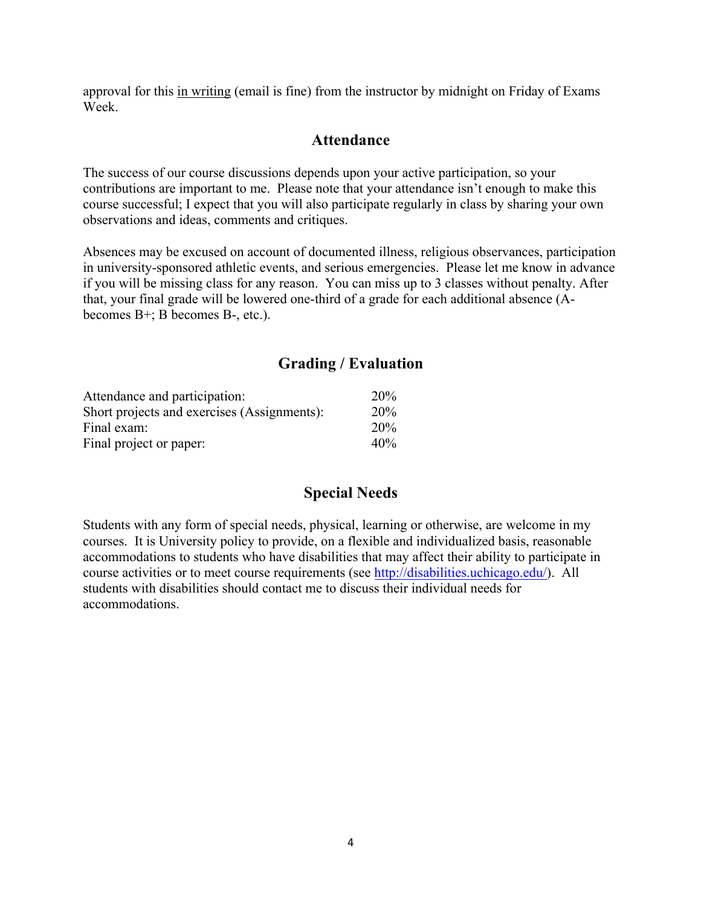approval for this <u>in writing</u> (email is fine) from the instructor by midnight on Friday of Exams Week.

## Attendance

The success of our course discussions depends upon your active participation, so your contributions are important to me. Please note that your attendance isn't enough to make this course successful; I expect that you will also participate regularly in class by sharing your own observations and ideas, comments and critiques.

Absences may be excused on account of documented illness, religious observances, participation in university-sponsored athletic events, and serious emergencies. Please let me know in advance if you will be missing class for any reason. You can miss up to 3 classes without penalty. After that, your final grade will be lowered one-third of a grade for each additional absence (A- becomes B+; B becomes B-, etc.).

## Grading / Evaluation

| | |
|---|---|
| Attendance and participation: | 20% |
| Short projects and exercises (Assignments): | 20% |
| Final exam: | 20% |
| Final project or paper: | 40% |

## Special Needs

Students with any form of special needs, physical, learning or otherwise, are welcome in my courses. It is University policy to provide, on a flexible and individualized basis, reasonable accommodations to students who have disabilities that may affect their ability to participate in course activities or to meet course requirements (see http://disabilities.uchicago.edu/). All students with disabilities should contact me to discuss their individual needs for accommodations.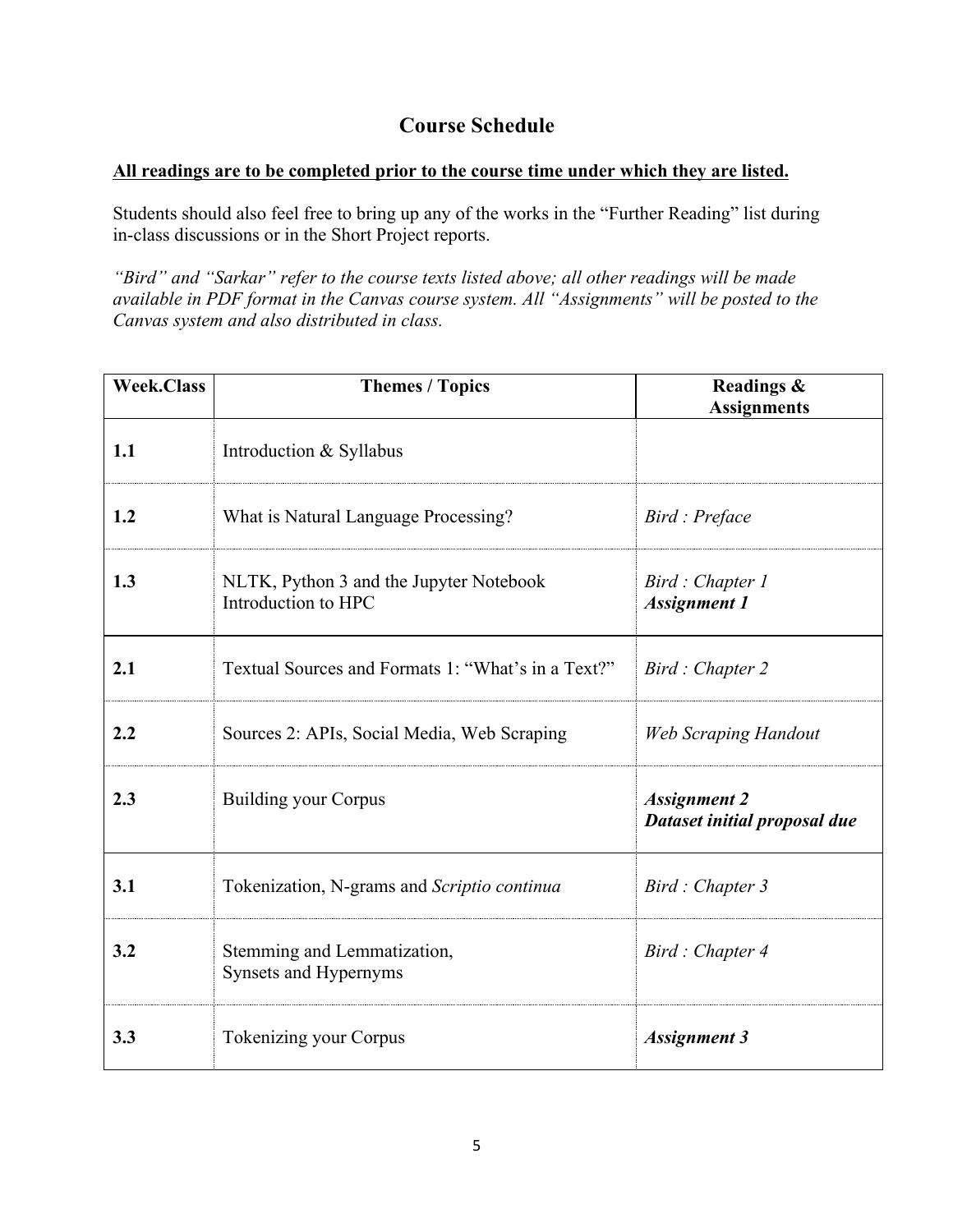## Course Schedule

**All readings are to be completed prior to the course time under which they are listed.**

Students should also feel free to bring up any of the works in the "Further Reading" list during in-class discussions or in the Short Project reports.

*"Bird" and "Sarkar" refer to the course texts listed above; all other readings will be made available in PDF format in the Canvas course system. All "Assignments" will be posted to the Canvas system and also distributed in class.*

| Week.Class | Themes / Topics | Readings & Assignments |
|---|---|---|
| **1.1** | Introduction & Syllabus | |
| **1.2** | What is Natural Language Processing? | *Bird : Preface* |
| **1.3** | NLTK, Python 3 and the Jupyter Notebook<br>Introduction to HPC | *Bird : Chapter 1*<br>***Assignment 1*** |
| **2.1** | Textual Sources and Formats 1: "What's in a Text?" | *Bird : Chapter 2* |
| **2.2** | Sources 2: APIs, Social Media, Web Scraping | *Web Scraping Handout* |
| **2.3** | Building your Corpus | ***Assignment 2***<br>***Dataset initial proposal due*** |
| **3.1** | Tokenization, N-grams and *Scriptio continua* | *Bird : Chapter 3* |
| **3.2** | Stemming and Lemmatization,<br>Synsets and Hypernyms | *Bird : Chapter 4* |
| **3.3** | Tokenizing your Corpus | ***Assignment 3*** |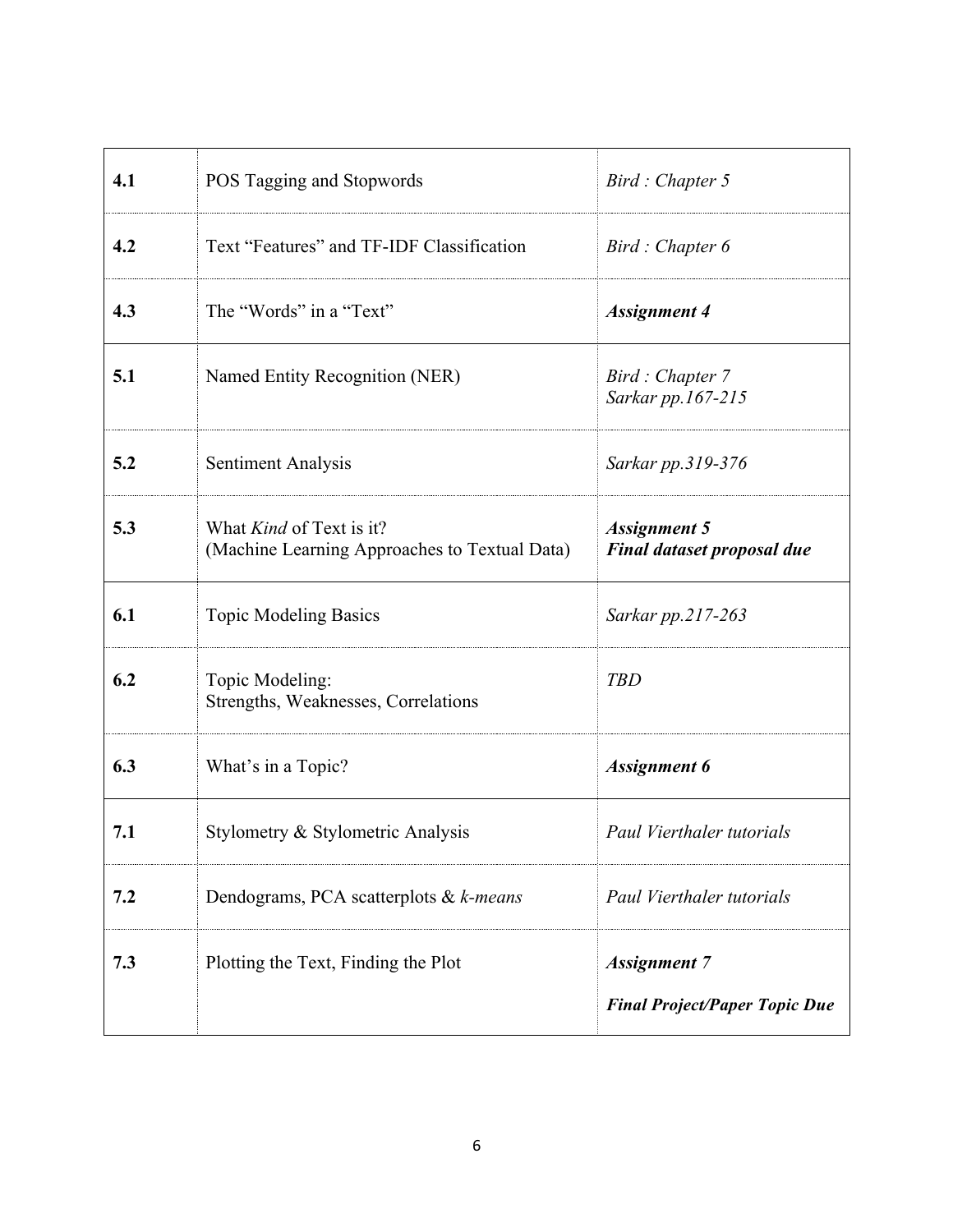| | | |
|---|---|---|
| **4.1** | POS Tagging and Stopwords | *Bird : Chapter 5* |
| **4.2** | Text "Features" and TF-IDF Classification | *Bird : Chapter 6* |
| **4.3** | The "Words" in a "Text" | ***Assignment 4*** |
| **5.1** | Named Entity Recognition (NER) | *Bird : Chapter 7*<br>*Sarkar pp.167-215* |
| **5.2** | Sentiment Analysis | *Sarkar pp.319-376* |
| **5.3** | What *Kind* of Text is it?<br>(Machine Learning Approaches to Textual Data) | ***Assignment 5***<br>***Final dataset proposal due*** |
| **6.1** | Topic Modeling Basics | *Sarkar pp.217-263* |
| **6.2** | Topic Modeling:<br>Strengths, Weaknesses, Correlations | *TBD* |
| **6.3** | What's in a Topic? | ***Assignment 6*** |
| **7.1** | Stylometry & Stylometric Analysis | *Paul Vierthaler tutorials* |
| **7.2** | Dendograms, PCA scatterplots & *k-means* | *Paul Vierthaler tutorials* |
| **7.3** | Plotting the Text, Finding the Plot | ***Assignment 7***<br>***Final Project/Paper Topic Due*** |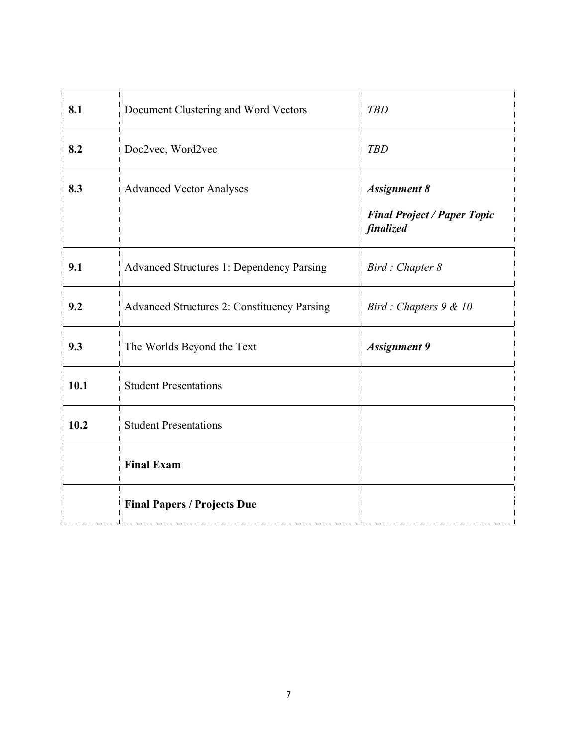| | | |
|---|---|---|
| **8.1** | Document Clustering and Word Vectors | *TBD* |
| **8.2** | Doc2vec, Word2vec | *TBD* |
| **8.3** | Advanced Vector Analyses | ***Assignment 8*** <br> ***Final Project / Paper Topic finalized*** |
| **9.1** | Advanced Structures 1: Dependency Parsing | *Bird : Chapter 8* |
| **9.2** | Advanced Structures 2: Constituency Parsing | *Bird : Chapters 9 & 10* |
| **9.3** | The Worlds Beyond the Text | ***Assignment 9*** |
| **10.1** | Student Presentations | |
| **10.2** | Student Presentations | |
| | **Final Exam** | |
| | **Final Papers / Projects Due** | |